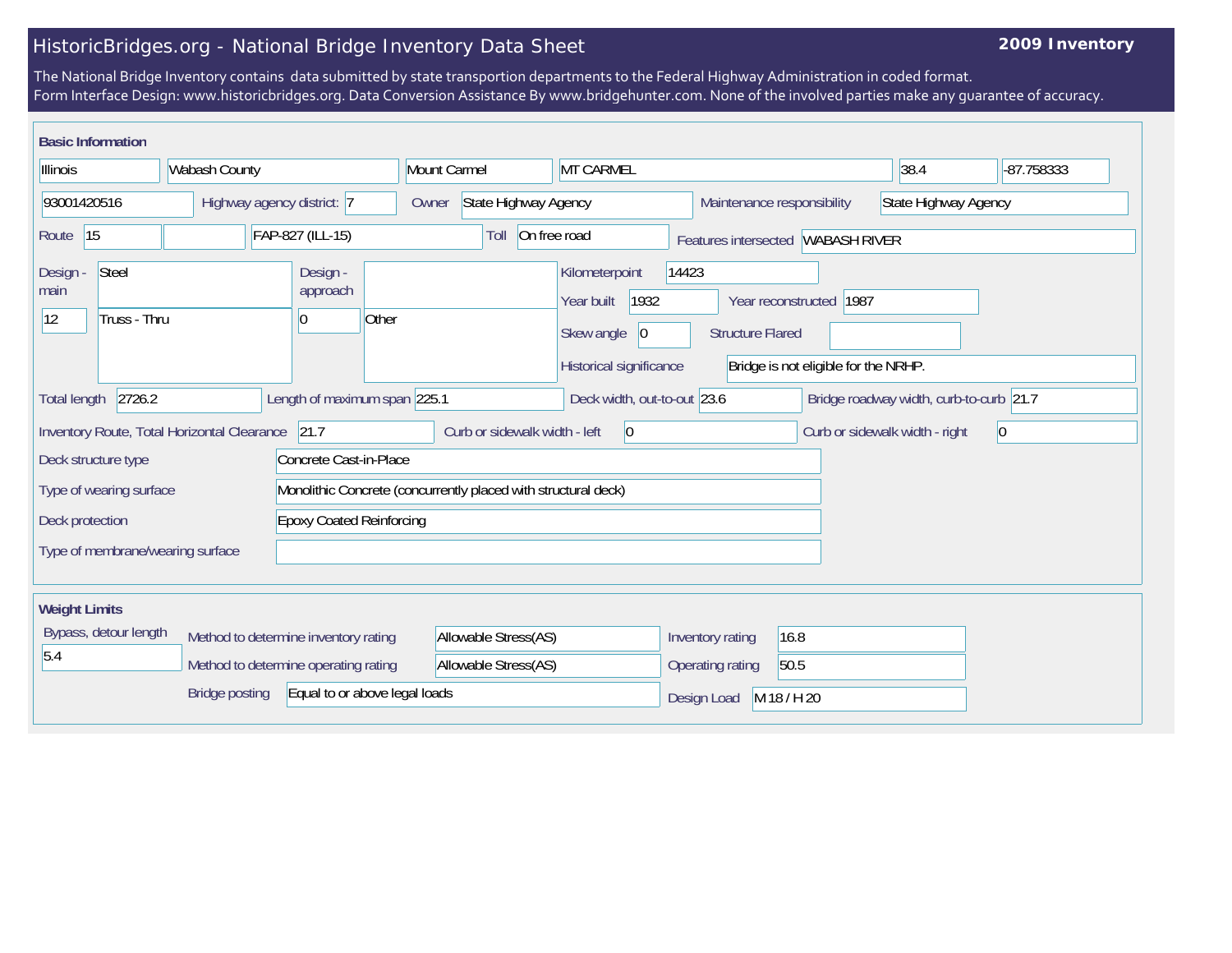# HistoricBridges.org - National Bridge Inventory Data Sheet

**2009 Inventory**

The National Bridge Inventory contains data submitted by state transportion departments to the Federal Highway Administration in coded format.
Form Interface Design: www.historicbridges.org. Data Conversion Assistance By www.bridgehunter.com. None of the involved parties make any guarantee of accuracy.

## Basic Information

| | | | | | |
|---|---|---|---|---|---|
| Illinois | Wabash County | Mount Carmel | MT CARMEL | 38.4 | -87.758333 |

93001420516

Highway agency district: 7

Owner: State Highway Agency

Maintenance responsibility: State Highway Agency

Route: 15

FAP-827 (ILL-15)

Toll: On free road

Features intersected: WABASH RIVER

Design - main: Steel

12 — Truss - Thru

Design - approach:

0 — Other

Kilometerpoint: 14423

Year built: 1932

Year reconstructed: 1987

Skew angle: 0

Structure Flared:

Historical significance: Bridge is not eligible for the NRHP.

Total length: 2726.2

Length of maximum span: 225.1

Deck width, out-to-out: 23.6

Bridge roadway width, curb-to-curb: 21.7

Inventory Route, Total Horizontal Clearance: 21.7

Curb or sidewalk width - left: 0

Curb or sidewalk width - right: 0

Deck structure type: Concrete Cast-in-Place

Type of wearing surface: Monolithic Concrete (concurrently placed with structural deck)

Deck protection: Epoxy Coated Reinforcing

Type of membrane/wearing surface:

## Weight Limits

Bypass, detour length: 5.4

Method to determine inventory rating: Allowable Stress(AS)

Inventory rating: 16.8

Method to determine operating rating: Allowable Stress(AS)

Operating rating: 50.5

Bridge posting: Equal to or above legal loads

Design Load: M 18 / H 20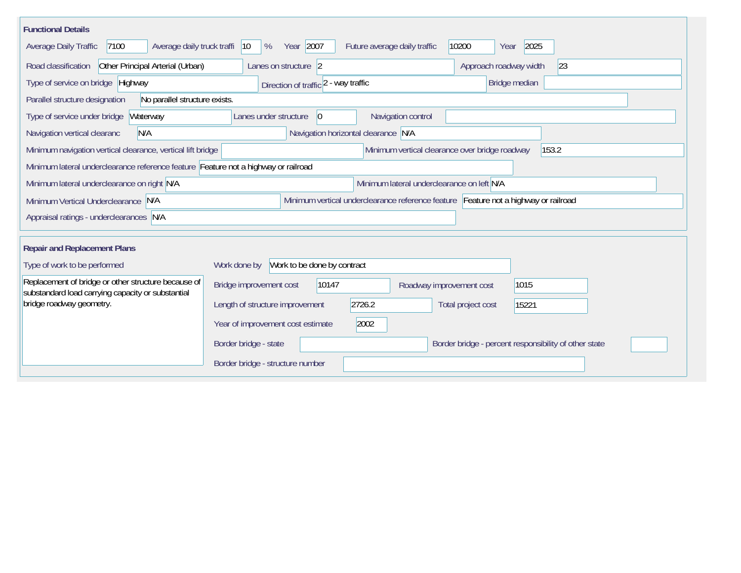## Functional Details

Average Daily Traffic: 7100
Average daily truck traffi: 10 %
Year: 2007
Future average daily traffic: 10200
Year: 2025

Road classification: Other Principal Arterial (Urban)
Lanes on structure: 2
Approach roadway width: 23

Type of service on bridge: Highway
Direction of traffic: 2 - way traffic
Bridge median:

Parallel structure designation: No parallel structure exists.

Type of service under bridge: Waterway
Lanes under structure: 0
Navigation control:

Navigation vertical clearanc: N/A
Navigation horizontal clearance: N/A

Minimum navigation vertical clearance, vertical lift bridge:
Minimum vertical clearance over bridge roadway: 153.2

Minimum lateral underclearance reference feature: Feature not a highway or railroad

Minimum lateral underclearance on right: N/A
Minimum lateral underclearance on left: N/A

Minimum Vertical Underclearance: N/A
Minimum vertical underclearance reference feature: Feature not a highway or railroad

Appraisal ratings - underclearances: N/A

## Repair and Replacement Plans

Type of work to be performed:

Replacement of bridge or other structure because of substandard load carrying capacity or substantial bridge roadway geometry.

Work done by: Work to be done by contract

Bridge improvement cost: 10147
Roadway improvement cost: 1015

Length of structure improvement: 2726.2
Total project cost: 15221

Year of improvement cost estimate: 2002

Border bridge - state:
Border bridge - percent responsibility of other state:

Border bridge - structure number: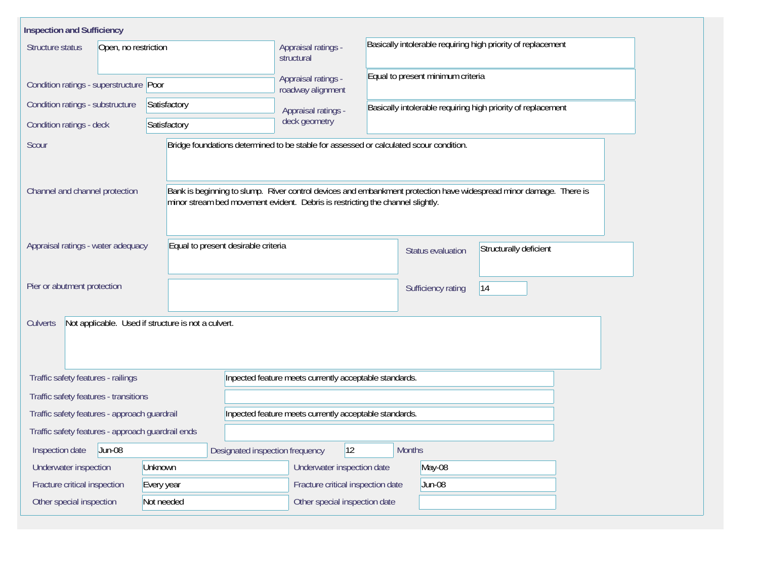## Inspection and Sufficiency

| Field | Value |
|---|---|
| Structure status | Open, no restriction |
| Condition ratings - superstructure | Poor |
| Condition ratings - substructure | Satisfactory |
| Condition ratings - deck | Satisfactory |
| Appraisal ratings - structural | Basically intolerable requiring high priority of replacement |
| Appraisal ratings - roadway alignment | Equal to present minimum criteria |
| Appraisal ratings - deck geometry | Basically intolerable requiring high priority of replacement |
| Scour | Bridge foundations determined to be stable for assessed or calculated scour condition. |
| Channel and channel protection | Bank is beginning to slump. River control devices and embankment protection have widespread minor damage. There is minor stream bed movement evident. Debris is restricting the channel slightly. |
| Appraisal ratings - water adequacy | Equal to present desirable criteria |
| Status evaluation | Structurally deficient |
| Pier or abutment protection | |
| Sufficiency rating | 14 |
| Culverts | Not applicable. Used if structure is not a culvert. |
| Traffic safety features - railings | Inpected feature meets currently acceptable standards. |
| Traffic safety features - transitions | |
| Traffic safety features - approach guardrail | Inpected feature meets currently acceptable standards. |
| Traffic safety features - approach guardrail ends | |

| | | | |
|---|---|---|---|
| Inspection date | Jun-08 | Designated inspection frequency | 12 Months |
| Underwater inspection | Unknown | Underwater inspection date | May-08 |
| Fracture critical inspection | Every year | Fracture critical inspection date | Jun-08 |
| Other special inspection | Not needed | Other special inspection date | |